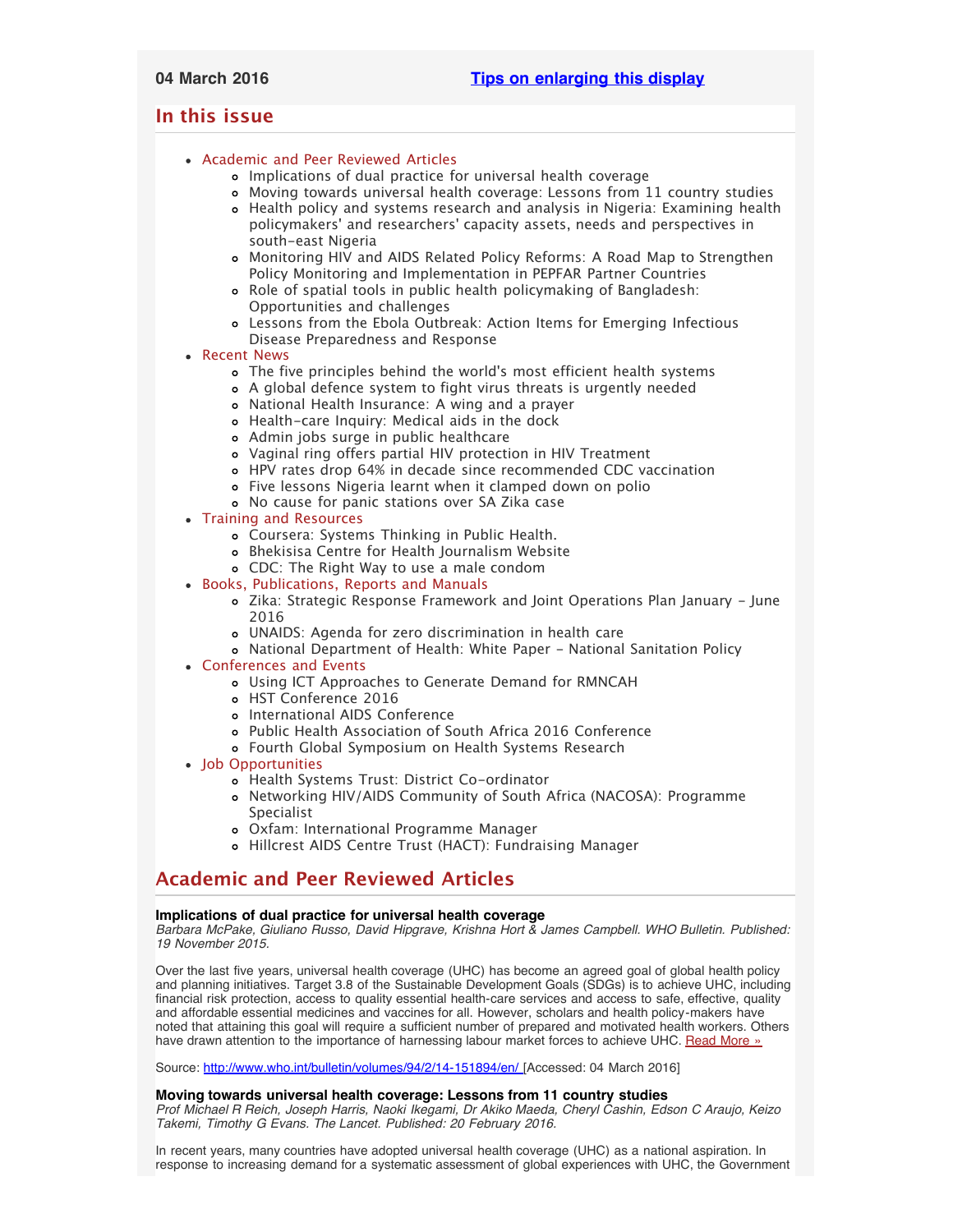**04 March 2016** [Tips on enlarging this display]

## In this issue

- Academic and Peer Reviewed Articles
  - Implications of dual practice for universal health coverage
  - Moving towards universal health coverage: Lessons from 11 country studies
  - Health policy and systems research and analysis in Nigeria: Examining health policymakers' and researchers' capacity assets, needs and perspectives in south-east Nigeria
  - Monitoring HIV and AIDS Related Policy Reforms: A Road Map to Strengthen Policy Monitoring and Implementation in PEPFAR Partner Countries
  - Role of spatial tools in public health policymaking of Bangladesh: Opportunities and challenges
  - Lessons from the Ebola Outbreak: Action Items for Emerging Infectious Disease Preparedness and Response
- Recent News
  - The five principles behind the world's most efficient health systems
  - A global defence system to fight virus threats is urgently needed
  - National Health Insurance: A wing and a prayer
  - Health-care Inquiry: Medical aids in the dock
  - Admin jobs surge in public healthcare
  - Vaginal ring offers partial HIV protection in HIV Treatment
  - HPV rates drop 64% in decade since recommended CDC vaccination
  - Five lessons Nigeria learnt when it clamped down on polio
  - No cause for panic stations over SA Zika case
- Training and Resources
  - Coursera: Systems Thinking in Public Health.
  - Bhekisisa Centre for Health Journalism Website
  - CDC: The Right Way to use a male condom
- Books, Publications, Reports and Manuals
  - Zika: Strategic Response Framework and Joint Operations Plan January - June 2016
  - UNAIDS: Agenda for zero discrimination in health care
  - National Department of Health: White Paper - National Sanitation Policy
- Conferences and Events
  - Using ICT Approaches to Generate Demand for RMNCAH
  - HST Conference 2016
  - International AIDS Conference
  - Public Health Association of South Africa 2016 Conference
  - Fourth Global Symposium on Health Systems Research
- Job Opportunities
  - Health Systems Trust: District Co-ordinator
  - Networking HIV/AIDS Community of South Africa (NACOSA): Programme Specialist
  - Oxfam: International Programme Manager
  - Hillcrest AIDS Centre Trust (HACT): Fundraising Manager

## Academic and Peer Reviewed Articles

**Implications of dual practice for universal health coverage**
*Barbara McPake, Giuliano Russo, David Hipgrave, Krishna Hort & James Campbell. WHO Bulletin. Published: 19 November 2015.*

Over the last five years, universal health coverage (UHC) has become an agreed goal of global health policy and planning initiatives. Target 3.8 of the Sustainable Development Goals (SDGs) is to achieve UHC, including financial risk protection, access to quality essential health-care services and access to safe, effective, quality and affordable essential medicines and vaccines for all. However, scholars and health policy-makers have noted that attaining this goal will require a sufficient number of prepared and motivated health workers. Others have drawn attention to the importance of harnessing labour market forces to achieve UHC. Read More »

Source: http://www.who.int/bulletin/volumes/94/2/14-151894/en/ [Accessed: 04 March 2016]

**Moving towards universal health coverage: Lessons from 11 country studies**
*Prof Michael R Reich, Joseph Harris, Naoki Ikegami, Dr Akiko Maeda, Cheryl Cashin, Edson C Araujo, Keizo Takemi, Timothy G Evans. The Lancet. Published: 20 February 2016.*

In recent years, many countries have adopted universal health coverage (UHC) as a national aspiration. In response to increasing demand for a systematic assessment of global experiences with UHC, the Government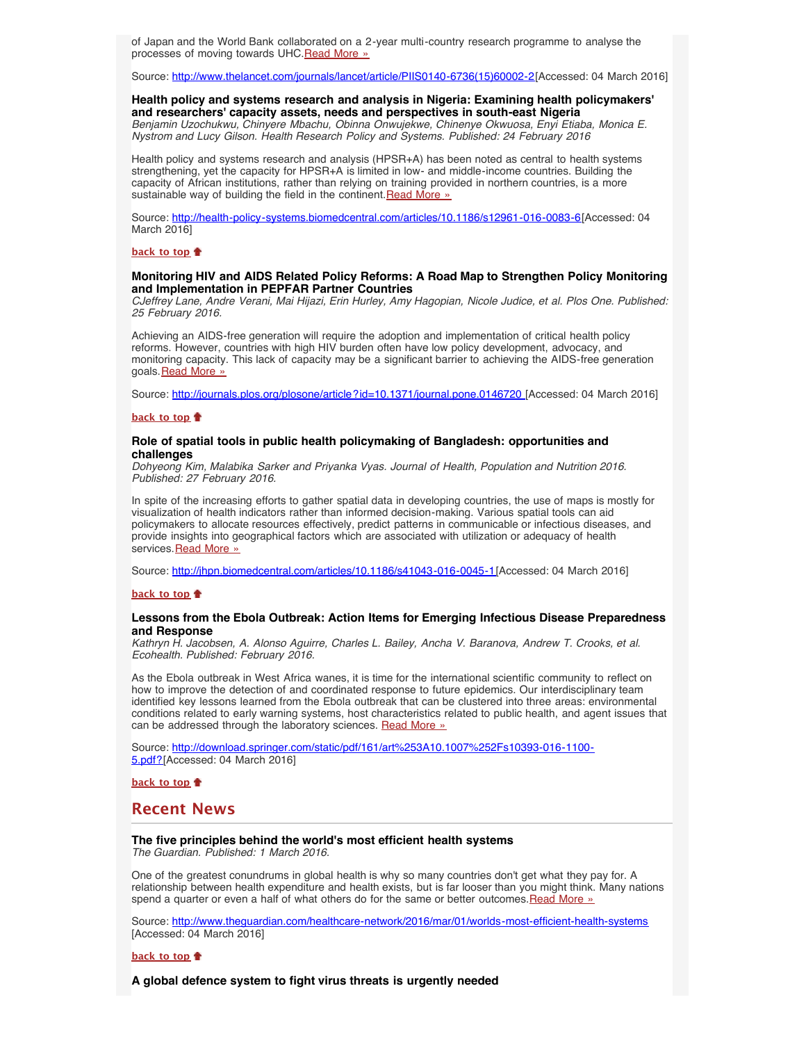of Japan and the World Bank collaborated on a 2-year multi-country research programme to analyse the processes of moving towards UHC.Read More »

Source: http://www.thelancet.com/journals/lancet/article/PIIS0140-6736(15)60002-2[Accessed: 04 March 2016]

**Health policy and systems research and analysis in Nigeria: Examining health policymakers' and researchers' capacity assets, needs and perspectives in south-east Nigeria**
*Benjamin Uzochukwu, Chinyere Mbachu, Obinna Onwujekwe, Chinenye Okwuosa, Enyi Etiaba, Monica E. Nystrom and Lucy Gilson. Health Research Policy and Systems. Published: 24 February 2016*

Health policy and systems research and analysis (HPSR+A) has been noted as central to health systems strengthening, yet the capacity for HPSR+A is limited in low- and middle-income countries. Building the capacity of African institutions, rather than relying on training provided in northern countries, is a more sustainable way of building the field in the continent.Read More »

Source: http://health-policy-systems.biomedcentral.com/articles/10.1186/s12961-016-0083-6[Accessed: 04 March 2016]

**back to top**

**Monitoring HIV and AIDS Related Policy Reforms: A Road Map to Strengthen Policy Monitoring and Implementation in PEPFAR Partner Countries**
*CJeffrey Lane, Andre Verani, Mai Hijazi, Erin Hurley, Amy Hagopian, Nicole Judice, et al. Plos One. Published: 25 February 2016.*

Achieving an AIDS-free generation will require the adoption and implementation of critical health policy reforms. However, countries with high HIV burden often have low policy development, advocacy, and monitoring capacity. This lack of capacity may be a significant barrier to achieving the AIDS-free generation goals.Read More »

Source: http://journals.plos.org/plosone/article?id=10.1371/journal.pone.0146720 [Accessed: 04 March 2016]

**back to top**

**Role of spatial tools in public health policymaking of Bangladesh: opportunities and challenges**
*Dohyeong Kim, Malabika Sarker and Priyanka Vyas. Journal of Health, Population and Nutrition 2016. Published: 27 February 2016.*

In spite of the increasing efforts to gather spatial data in developing countries, the use of maps is mostly for visualization of health indicators rather than informed decision-making. Various spatial tools can aid policymakers to allocate resources effectively, predict patterns in communicable or infectious diseases, and provide insights into geographical factors which are associated with utilization or adequacy of health services.Read More »

Source: http://jhpn.biomedcentral.com/articles/10.1186/s41043-016-0045-1[Accessed: 04 March 2016]

**back to top**

**Lessons from the Ebola Outbreak: Action Items for Emerging Infectious Disease Preparedness and Response**
*Kathryn H. Jacobsen, A. Alonso Aguirre, Charles L. Bailey, Ancha V. Baranova, Andrew T. Crooks, et al. Ecohealth. Published: February 2016.*

As the Ebola outbreak in West Africa wanes, it is time for the international scientific community to reflect on how to improve the detection of and coordinated response to future epidemics. Our interdisciplinary team identified key lessons learned from the Ebola outbreak that can be clustered into three areas: environmental conditions related to early warning systems, host characteristics related to public health, and agent issues that can be addressed through the laboratory sciences. Read More »

Source: http://download.springer.com/static/pdf/161/art%253A10.1007%252Fs10393-016-1100-5.pdf?[Accessed: 04 March 2016]

**back to top**

## Recent News

**The five principles behind the world's most efficient health systems**
*The Guardian. Published: 1 March 2016.*

One of the greatest conundrums in global health is why so many countries don't get what they pay for. A relationship between health expenditure and health exists, but is far looser than you might think. Many nations spend a quarter or even a half of what others do for the same or better outcomes.Read More »

Source: http://www.theguardian.com/healthcare-network/2016/mar/01/worlds-most-efficient-health-systems [Accessed: 04 March 2016]

**back to top**

**A global defence system to fight virus threats is urgently needed**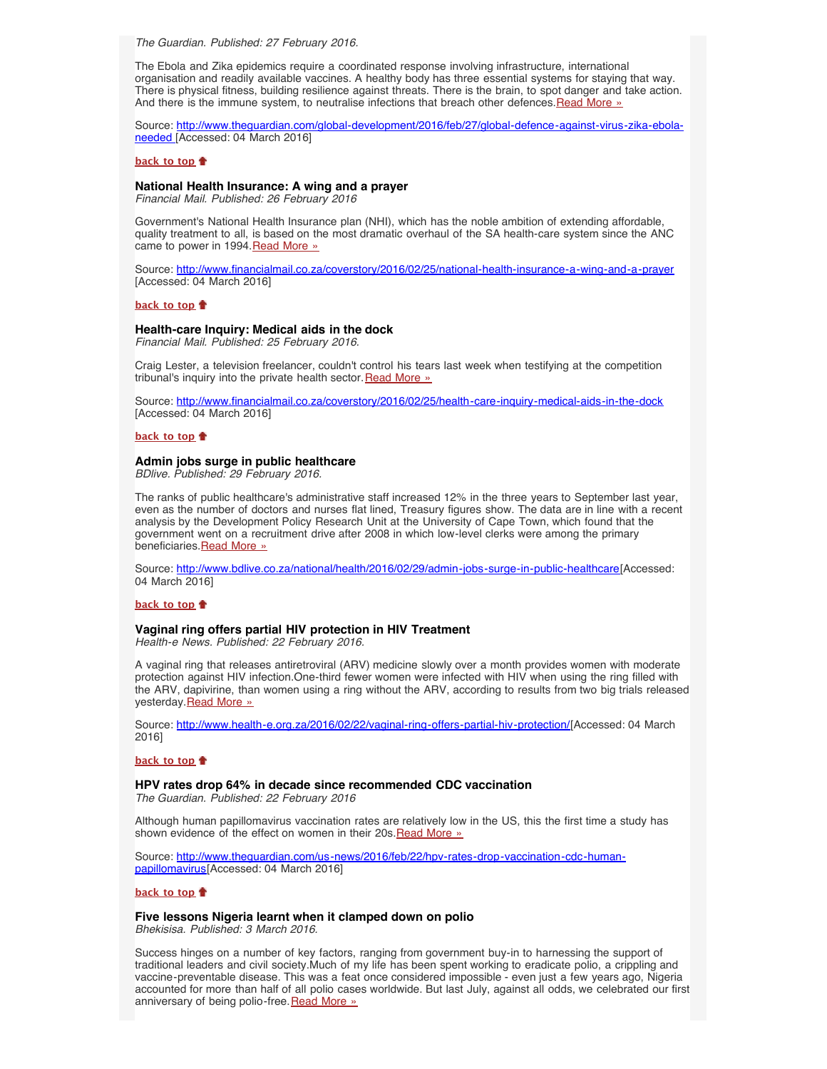*The Guardian. Published: 27 February 2016.*

The Ebola and Zika epidemics require a coordinated response involving infrastructure, international organisation and readily available vaccines. A healthy body has three essential systems for staying that way. There is physical fitness, building resilience against threats. There is the brain, to spot danger and take action. And there is the immune system, to neutralise infections that breach other defences.[Read More »](http://www.theguardian.com/global-development/2016/feb/27/global-defence-against-virus-zika-ebola-needed)

Source: [http://www.theguardian.com/global-development/2016/feb/27/global-defence-against-virus-zika-ebola-needed](http://www.theguardian.com/global-development/2016/feb/27/global-defence-against-virus-zika-ebola-needed) [Accessed: 04 March 2016]

**back to top**

### National Health Insurance: A wing and a prayer

*Financial Mail. Published: 26 February 2016*

Government's National Health Insurance plan (NHI), which has the noble ambition of extending affordable, quality treatment to all, is based on the most dramatic overhaul of the SA health-care system since the ANC came to power in 1994.[Read More »](http://www.financialmail.co.za/coverstory/2016/02/25/national-health-insurance-a-wing-and-a-prayer)

Source: [http://www.financialmail.co.za/coverstory/2016/02/25/national-health-insurance-a-wing-and-a-prayer](http://www.financialmail.co.za/coverstory/2016/02/25/national-health-insurance-a-wing-and-a-prayer) [Accessed: 04 March 2016]

**back to top**

### Health-care Inquiry: Medical aids in the dock

*Financial Mail. Published: 25 February 2016.*

Craig Lester, a television freelancer, couldn't control his tears last week when testifying at the competition tribunal's inquiry into the private health sector.[Read More »](http://www.financialmail.co.za/coverstory/2016/02/25/health-care-inquiry-medical-aids-in-the-dock)

Source: [http://www.financialmail.co.za/coverstory/2016/02/25/health-care-inquiry-medical-aids-in-the-dock](http://www.financialmail.co.za/coverstory/2016/02/25/health-care-inquiry-medical-aids-in-the-dock) [Accessed: 04 March 2016]

**back to top**

### Admin jobs surge in public healthcare

*BDlive. Published: 29 February 2016.*

The ranks of public healthcare's administrative staff increased 12% in the three years to September last year, even as the number of doctors and nurses flat lined, Treasury figures show. The data are in line with a recent analysis by the Development Policy Research Unit at the University of Cape Town, which found that the government went on a recruitment drive after 2008 in which low-level clerks were among the primary beneficiaries.[Read More »](http://www.bdlive.co.za/national/health/2016/02/29/admin-jobs-surge-in-public-healthcare)

Source: [http://www.bdlive.co.za/national/health/2016/02/29/admin-jobs-surge-in-public-healthcare](http://www.bdlive.co.za/national/health/2016/02/29/admin-jobs-surge-in-public-healthcare)[Accessed: 04 March 2016]

**back to top**

### Vaginal ring offers partial HIV protection in HIV Treatment

*Health-e News. Published: 22 February 2016.*

A vaginal ring that releases antiretroviral (ARV) medicine slowly over a month provides women with moderate protection against HIV infection.One-third fewer women were infected with HIV when using the ring filled with the ARV, dapivirine, than women using a ring without the ARV, according to results from two big trials released yesterday.[Read More »](http://www.health-e.org.za/2016/02/22/vaginal-ring-offers-partial-hiv-protection/)

Source: [http://www.health-e.org.za/2016/02/22/vaginal-ring-offers-partial-hiv-protection/](http://www.health-e.org.za/2016/02/22/vaginal-ring-offers-partial-hiv-protection/)[Accessed: 04 March 2016]

**back to top**

### HPV rates drop 64% in decade since recommended CDC vaccination

*The Guardian. Published: 22 February 2016*

Although human papillomavirus vaccination rates are relatively low in the US, this the first time a study has shown evidence of the effect on women in their 20s.[Read More »](http://www.theguardian.com/us-news/2016/feb/22/hpv-rates-drop-vaccination-cdc-human-papillomavirus)

Source: [http://www.theguardian.com/us-news/2016/feb/22/hpv-rates-drop-vaccination-cdc-human-papillomavirus](http://www.theguardian.com/us-news/2016/feb/22/hpv-rates-drop-vaccination-cdc-human-papillomavirus)[Accessed: 04 March 2016]

**back to top**

### Five lessons Nigeria learnt when it clamped down on polio

*Bhekisisa. Published: 3 March 2016.*

Success hinges on a number of key factors, ranging from government buy-in to harnessing the support of traditional leaders and civil society.Much of my life has been spent working to eradicate polio, a crippling and vaccine-preventable disease. This was a feat once considered impossible - even just a few years ago, Nigeria accounted for more than half of all polio cases worldwide. But last July, against all odds, we celebrated our first anniversary of being polio-free.Read More »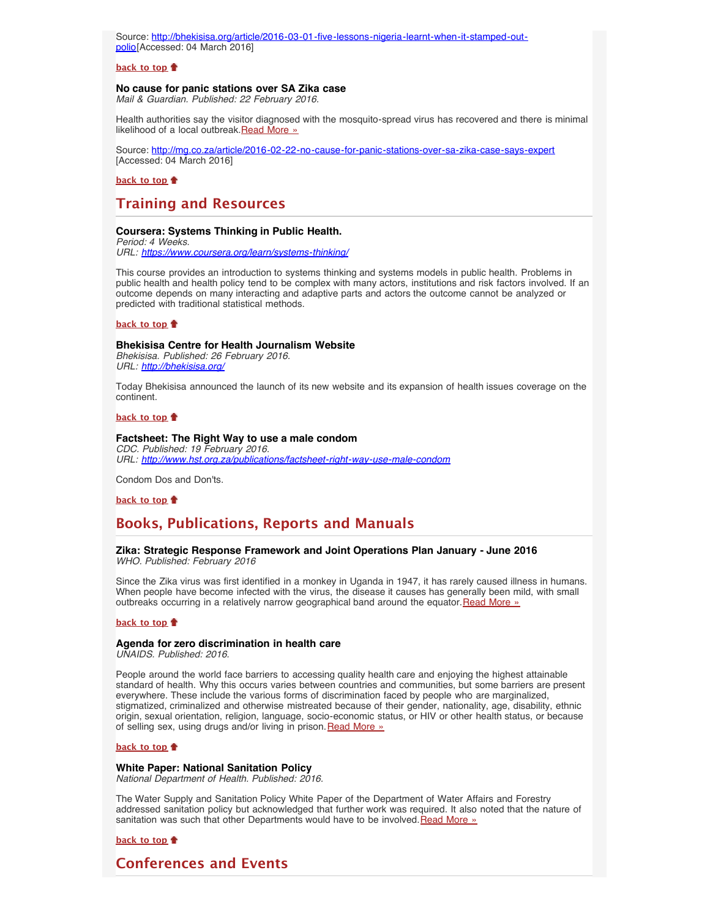Source: [http://bhekisisa.org/article/2016-03-01-five-lessons-nigeria-learnt-when-it-stamped-out-polio](http://bhekisisa.org/article/2016-03-01-five-lessons-nigeria-learnt-when-it-stamped-out-polio)[Accessed: 04 March 2016]

**back to top**

**No cause for panic stations over SA Zika case**
*Mail & Guardian. Published: 22 February 2016.*

Health authorities say the visitor diagnosed with the mosquito-spread virus has recovered and there is minimal likelihood of a local outbreak.Read More »

Source: [http://mg.co.za/article/2016-02-22-no-cause-for-panic-stations-over-sa-zika-case-says-expert](http://mg.co.za/article/2016-02-22-no-cause-for-panic-stations-over-sa-zika-case-says-expert) [Accessed: 04 March 2016]

**back to top**

## Training and Resources

**Coursera: Systems Thinking in Public Health.**
*Period: 4 Weeks.*
*URL: [https://www.coursera.org/learn/systems-thinking/](https://www.coursera.org/learn/systems-thinking/)*

This course provides an introduction to systems thinking and systems models in public health. Problems in public health and health policy tend to be complex with many actors, institutions and risk factors involved. If an outcome depends on many interacting and adaptive parts and actors the outcome cannot be analyzed or predicted with traditional statistical methods.

**back to top**

**Bhekisisa Centre for Health Journalism Website**
*Bhekisisa. Published: 26 February 2016.*
*URL: [http://bhekisisa.org/](http://bhekisisa.org/)*

Today Bhekisisa announced the launch of its new website and its expansion of health issues coverage on the continent.

**back to top**

**Factsheet: The Right Way to use a male condom**
*CDC. Published: 19 February 2016.*
*URL: [http://www.hst.org.za/publications/factsheet-right-way-use-male-condom](http://www.hst.org.za/publications/factsheet-right-way-use-male-condom)*

Condom Dos and Don'ts.

**back to top**

## Books, Publications, Reports and Manuals

**Zika: Strategic Response Framework and Joint Operations Plan January - June 2016**
*WHO. Published: February 2016*

Since the Zika virus was first identified in a monkey in Uganda in 1947, it has rarely caused illness in humans. When people have become infected with the virus, the disease it causes has generally been mild, with small outbreaks occurring in a relatively narrow geographical band around the equator.Read More »

**back to top**

**Agenda for zero discrimination in health care**
*UNAIDS. Published: 2016.*

People around the world face barriers to accessing quality health care and enjoying the highest attainable standard of health. Why this occurs varies between countries and communities, but some barriers are present everywhere. These include the various forms of discrimination faced by people who are marginalized, stigmatized, criminalized and otherwise mistreated because of their gender, nationality, age, disability, ethnic origin, sexual orientation, religion, language, socio-economic status, or HIV or other health status, or because of selling sex, using drugs and/or living in prison.Read More »

**back to top**

**White Paper: National Sanitation Policy**
*National Department of Health. Published: 2016.*

The Water Supply and Sanitation Policy White Paper of the Department of Water Affairs and Forestry addressed sanitation policy but acknowledged that further work was required. It also noted that the nature of sanitation was such that other Departments would have to be involved.Read More »

**back to top**

## Conferences and Events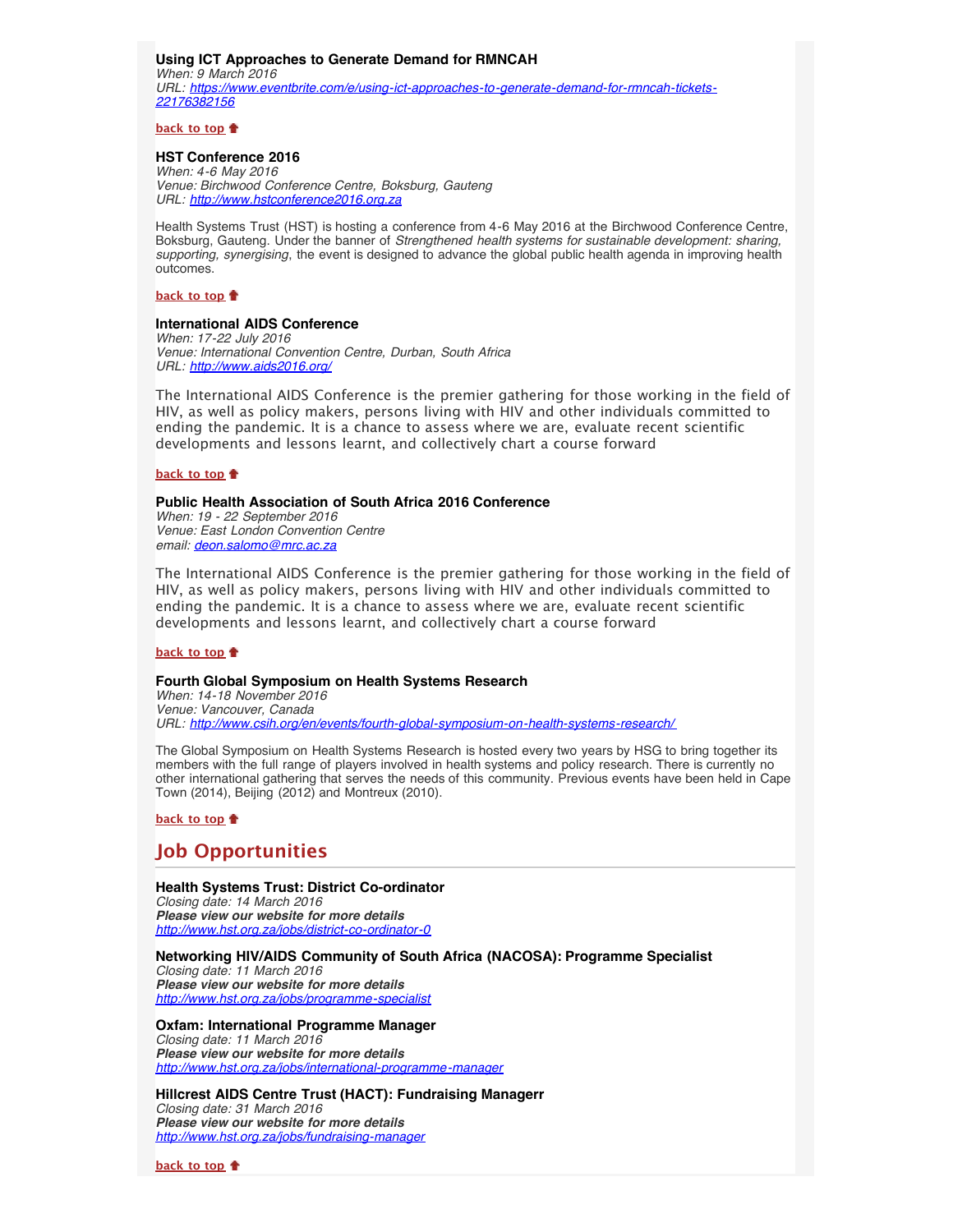**Using ICT Approaches to Generate Demand for RMNCAH**
*When: 9 March 2016*
*URL: https://www.eventbrite.com/e/using-ict-approaches-to-generate-demand-for-rmncah-tickets-22176382156*

**back to top**

**HST Conference 2016**
*When: 4-6 May 2016*
*Venue: Birchwood Conference Centre, Boksburg, Gauteng*
*URL: http://www.hstconference2016.org.za*

Health Systems Trust (HST) is hosting a conference from 4-6 May 2016 at the Birchwood Conference Centre, Boksburg, Gauteng. Under the banner of *Strengthened health systems for sustainable development: sharing, supporting, synergising*, the event is designed to advance the global public health agenda in improving health outcomes.

**back to top**

**International AIDS Conference**
*When: 17-22 July 2016*
*Venue: International Convention Centre, Durban, South Africa*
*URL: http://www.aids2016.org/*

The International AIDS Conference is the premier gathering for those working in the field of HIV, as well as policy makers, persons living with HIV and other individuals committed to ending the pandemic. It is a chance to assess where we are, evaluate recent scientific developments and lessons learnt, and collectively chart a course forward

**back to top**

**Public Health Association of South Africa 2016 Conference**
*When: 19 - 22 September 2016*
*Venue: East London Convention Centre*
*email: deon.salomo@mrc.ac.za*

The International AIDS Conference is the premier gathering for those working in the field of HIV, as well as policy makers, persons living with HIV and other individuals committed to ending the pandemic. It is a chance to assess where we are, evaluate recent scientific developments and lessons learnt, and collectively chart a course forward

**back to top**

**Fourth Global Symposium on Health Systems Research**
*When: 14-18 November 2016*
*Venue: Vancouver, Canada*
*URL: http://www.csih.org/en/events/fourth-global-symposium-on-health-systems-research/*

The Global Symposium on Health Systems Research is hosted every two years by HSG to bring together its members with the full range of players involved in health systems and policy research. There is currently no other international gathering that serves the needs of this community. Previous events have been held in Cape Town (2014), Beijing (2012) and Montreux (2010).

**back to top**

## Job Opportunities

**Health Systems Trust: District Co-ordinator**
*Closing date: 14 March 2016*
***Please view our website for more details***
*http://www.hst.org.za/jobs/district-co-ordinator-0*

**Networking HIV/AIDS Community of South Africa (NACOSA): Programme Specialist**
*Closing date: 11 March 2016*
***Please view our website for more details***
*http://www.hst.org.za/jobs/programme-specialist*

**Oxfam: International Programme Manager**
*Closing date: 11 March 2016*
***Please view our website for more details***
*http://www.hst.org.za/jobs/international-programme-manager*

**Hillcrest AIDS Centre Trust (HACT): Fundraising Managerr**
*Closing date: 31 March 2016*
***Please view our website for more details***
*http://www.hst.org.za/jobs/fundraising-manager*

**back to top**